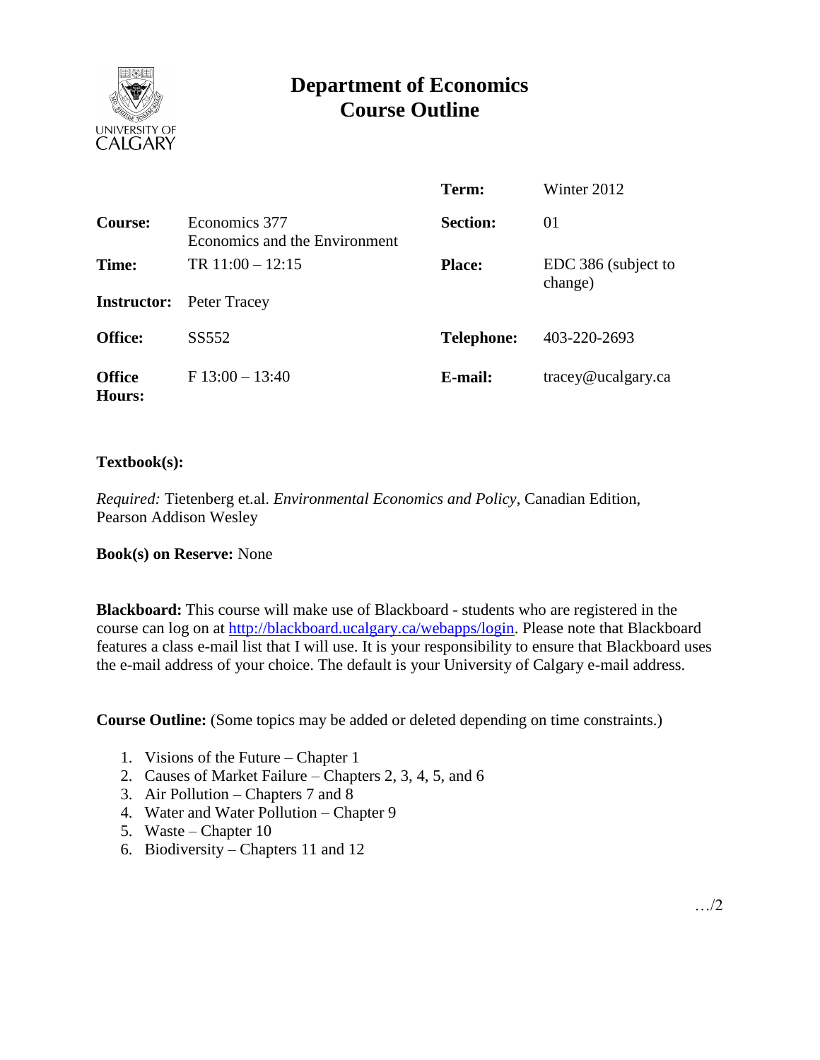# Department of Economics
# Course Outline

| | | | |
|---|---|---|---|
| | | **Term:** | Winter 2012 |
| **Course:** | Economics 377<br>Economics and the Environment | **Section:** | 01 |
| **Time:** | TR 11:00 – 12:15 | **Place:** | EDC 386 (subject to change) |
| **Instructor:** | Peter Tracey | | |
| **Office:** | SS552 | **Telephone:** | 403-220-2693 |
| **Office Hours:** | F 13:00 – 13:40 | **E-mail:** | tracey@ucalgary.ca |

**Textbook(s):**

*Required:* Tietenberg et.al. *Environmental Economics and Policy*, Canadian Edition, Pearson Addison Wesley

**Book(s) on Reserve:** None

**Blackboard:** This course will make use of Blackboard - students who are registered in the course can log on at http://blackboard.ucalgary.ca/webapps/login. Please note that Blackboard features a class e-mail list that I will use. It is your responsibility to ensure that Blackboard uses the e-mail address of your choice. The default is your University of Calgary e-mail address.

**Course Outline:** (Some topics may be added or deleted depending on time constraints.)

1. Visions of the Future – Chapter 1
2. Causes of Market Failure – Chapters 2, 3, 4, 5, and 6
3. Air Pollution – Chapters 7 and 8
4. Water and Water Pollution – Chapter 9
5. Waste – Chapter 10
6. Biodiversity – Chapters 11 and 12

…/2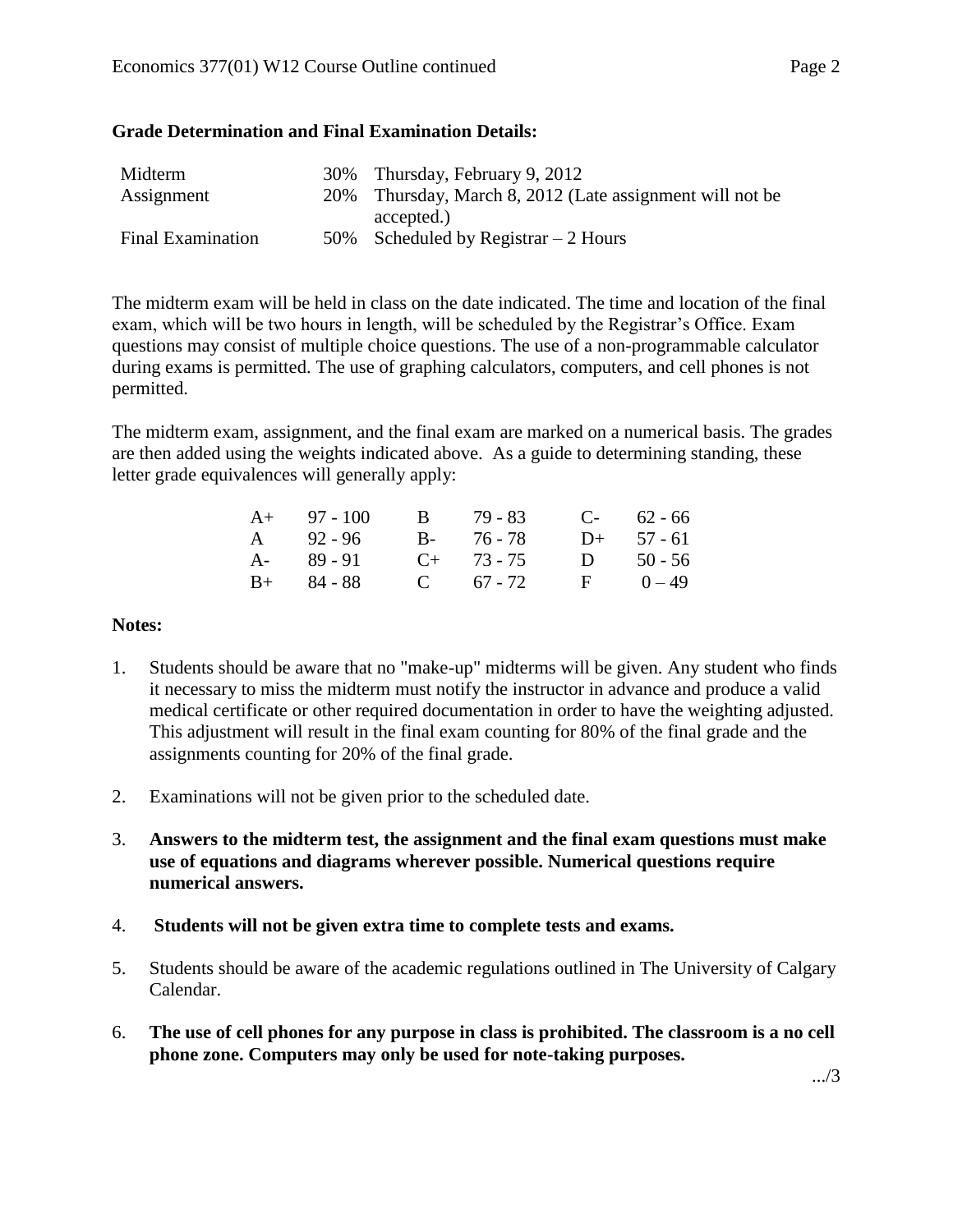**Grade Determination and Final Examination Details:**

| | | |
|---|---|---|
| Midterm | 30% | Thursday, February 9, 2012 |
| Assignment | 20% | Thursday, March 8, 2012 (Late assignment will not be accepted.) |
| Final Examination | 50% | Scheduled by Registrar – 2 Hours |

The midterm exam will be held in class on the date indicated. The time and location of the final exam, which will be two hours in length, will be scheduled by the Registrar's Office. Exam questions may consist of multiple choice questions. The use of a non-programmable calculator during exams is permitted. The use of graphing calculators, computers, and cell phones is not permitted.

The midterm exam, assignment, and the final exam are marked on a numerical basis. The grades are then added using the weights indicated above. As a guide to determining standing, these letter grade equivalences will generally apply:

| | | | | | |
|---|---|---|---|---|---|
| A+ | 97 - 100 | B | 79 - 83 | C- | 62 - 66 |
| A | 92 - 96 | B- | 76 - 78 | D+ | 57 - 61 |
| A- | 89 - 91 | C+ | 73 - 75 | D | 50 - 56 |
| B+ | 84 - 88 | C | 67 - 72 | F | 0 – 49 |

**Notes:**

1. Students should be aware that no "make-up" midterms will be given. Any student who finds it necessary to miss the midterm must notify the instructor in advance and produce a valid medical certificate or other required documentation in order to have the weighting adjusted. This adjustment will result in the final exam counting for 80% of the final grade and the assignments counting for 20% of the final grade.

2. Examinations will not be given prior to the scheduled date.

3. **Answers to the midterm test, the assignment and the final exam questions must make use of equations and diagrams wherever possible. Numerical questions require numerical answers.**

4. **Students will not be given extra time to complete tests and exams.**

5. Students should be aware of the academic regulations outlined in The University of Calgary Calendar.

6. **The use of cell phones for any purpose in class is prohibited. The classroom is a no cell phone zone. Computers may only be used for note-taking purposes.**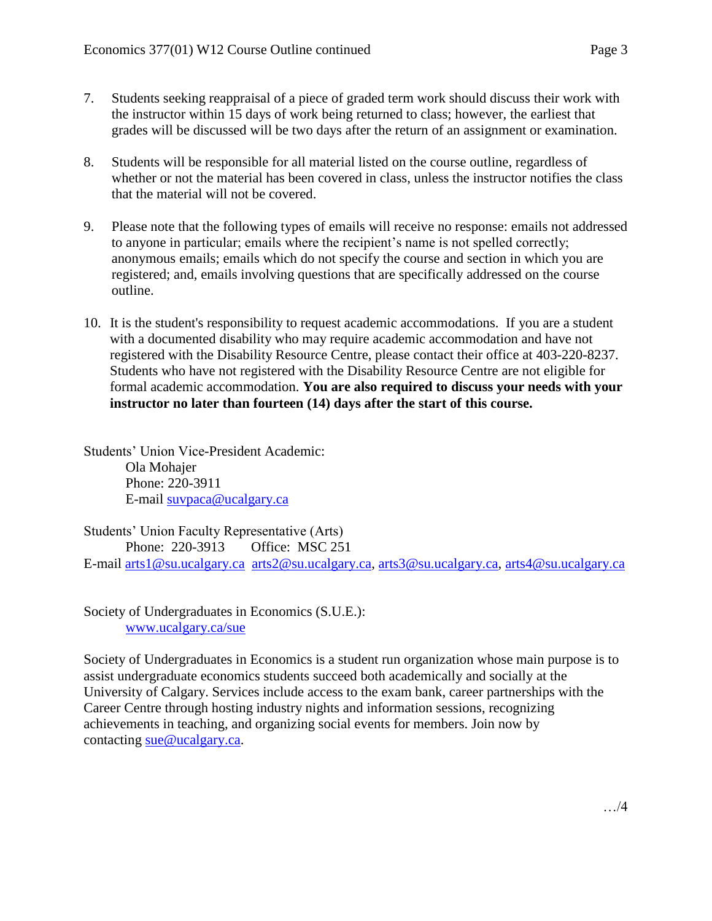7. Students seeking reappraisal of a piece of graded term work should discuss their work with the instructor within 15 days of work being returned to class; however, the earliest that grades will be discussed will be two days after the return of an assignment or examination.

8. Students will be responsible for all material listed on the course outline, regardless of whether or not the material has been covered in class, unless the instructor notifies the class that the material will not be covered.

9. Please note that the following types of emails will receive no response: emails not addressed to anyone in particular; emails where the recipient's name is not spelled correctly; anonymous emails; emails which do not specify the course and section in which you are registered; and, emails involving questions that are specifically addressed on the course outline.

10. It is the student's responsibility to request academic accommodations. If you are a student with a documented disability who may require academic accommodation and have not registered with the Disability Resource Centre, please contact their office at 403-220-8237. Students who have not registered with the Disability Resource Centre are not eligible for formal academic accommodation. **You are also required to discuss your needs with your instructor no later than fourteen (14) days after the start of this course.**

Students' Union Vice-President Academic:
Ola Mohajer
Phone: 220-3911
E-mail suvpaca@ucalgary.ca

Students' Union Faculty Representative (Arts)
Phone: 220-3913 Office: MSC 251
E-mail arts1@su.ucalgary.ca arts2@su.ucalgary.ca, arts3@su.ucalgary.ca, arts4@su.ucalgary.ca

Society of Undergraduates in Economics (S.U.E.):
www.ucalgary.ca/sue

Society of Undergraduates in Economics is a student run organization whose main purpose is to assist undergraduate economics students succeed both academically and socially at the University of Calgary. Services include access to the exam bank, career partnerships with the Career Centre through hosting industry nights and information sessions, recognizing achievements in teaching, and organizing social events for members. Join now by contacting sue@ucalgary.ca.

…/4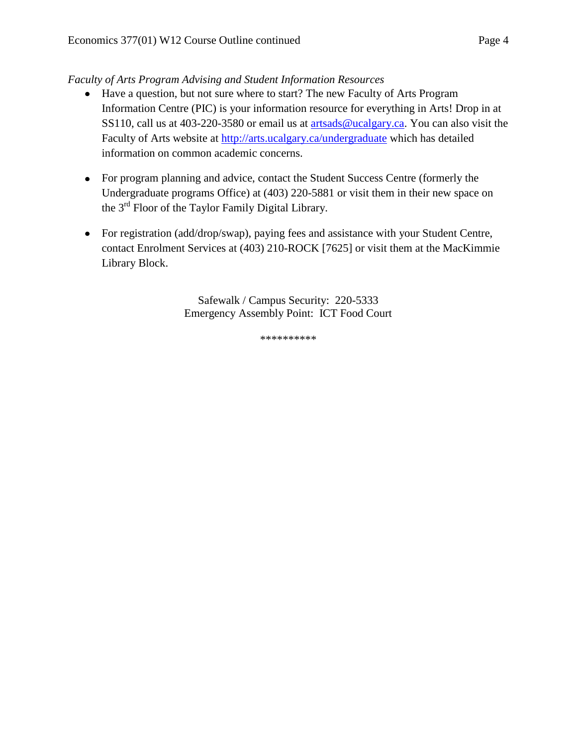*Faculty of Arts Program Advising and Student Information Resources*

- Have a question, but not sure where to start? The new Faculty of Arts Program Information Centre (PIC) is your information resource for everything in Arts! Drop in at SS110, call us at 403-220-3580 or email us at [artsads@ucalgary.ca](mailto:artsads@ucalgary.ca). You can also visit the Faculty of Arts website at [http://arts.ucalgary.ca/undergraduate](http://arts.ucalgary.ca/undergraduate) which has detailed information on common academic concerns.

- For program planning and advice, contact the Student Success Centre (formerly the Undergraduate programs Office) at (403) 220-5881 or visit them in their new space on the 3rd Floor of the Taylor Family Digital Library.

- For registration (add/drop/swap), paying fees and assistance with your Student Centre, contact Enrolment Services at (403) 210-ROCK [7625] or visit them at the MacKimmie Library Block.

Safewalk / Campus Security: 220-5333
Emergency Assembly Point: ICT Food Court

**********